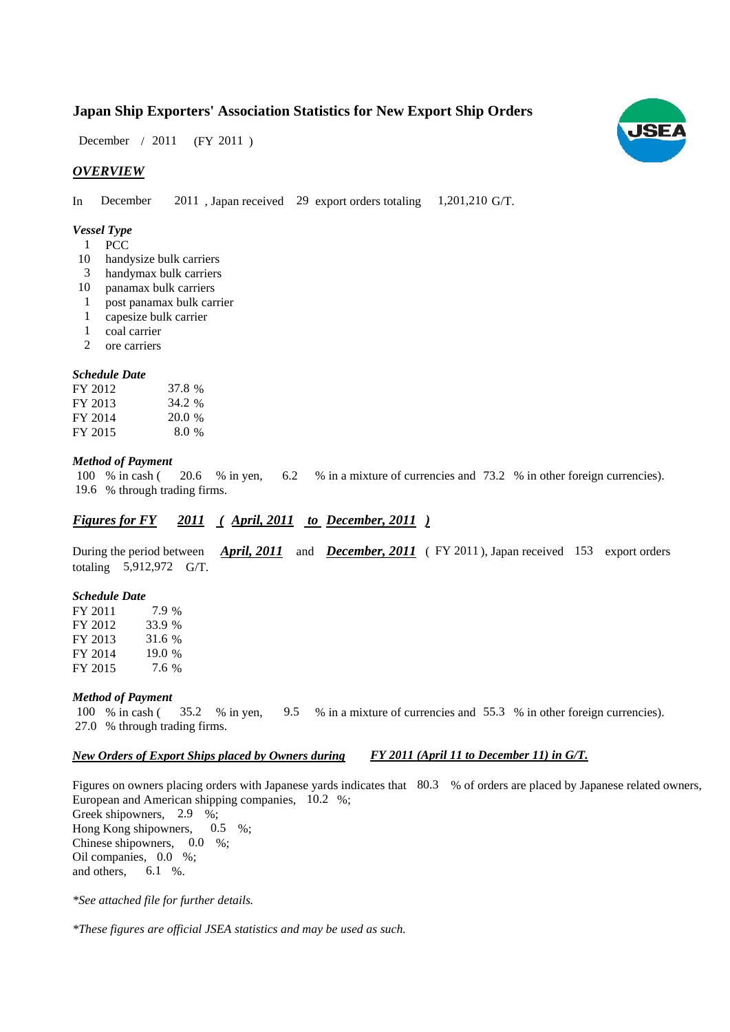# Japan Ship Exporters' Association Statistics for New Export Ship Orders

December / 2011 (FY 2011 )

## *OVERVIEW*

In December 2011 , Japan received 29 export orders totaling 1,201,210 G/T.

### *Vessel Type*

- 1 PCC
- 10 handysize bulk carriers
- 3 handymax bulk carriers
- 10 panamax bulk carriers
- 1 post panamax bulk carrier
- 1 capesize bulk carrier
- 1 coal carrier
- 2 ore carriers

### *Schedule Date*

| | |
|---|---|
| FY 2012 | 37.8 % |
| FY 2013 | 34.2 % |
| FY 2014 | 20.0 % |
| FY 2015 | 8.0 % |

### *Method of Payment*

100 % in cash ( 20.6 % in yen, 6.2 % in a mixture of currencies and 73.2 % in other foreign currencies).
19.6 % through trading firms.

## *Figures for FY 2011 ( April, 2011 to December, 2011 )*

During the period between ***April, 2011*** and ***December, 2011*** ( FY 2011 ), Japan received 153 export orders totaling 5,912,972 G/T.

### *Schedule Date*

| | |
|---|---|
| FY 2011 | 7.9 % |
| FY 2012 | 33.9 % |
| FY 2013 | 31.6 % |
| FY 2014 | 19.0 % |
| FY 2015 | 7.6 % |

### *Method of Payment*

100 % in cash ( 35.2 % in yen, 9.5 % in a mixture of currencies and 55.3 % in other foreign currencies).
27.0 % through trading firms.

### *New Orders of Export Ships placed by Owners during FY 2011 (April 11 to December 11) in G/T.*

Figures on owners placing orders with Japanese yards indicates that 80.3 % of orders are placed by Japanese related owners,
European and American shipping companies, 10.2 %;
Greek shipowners, 2.9 %;
Hong Kong shipowners, 0.5 %;
Chinese shipowners, 0.0 %;
Oil companies, 0.0 %;
and others, 6.1 %.

*\*See attached file for further details.*

*\*These figures are official JSEA statistics and may be used as such.*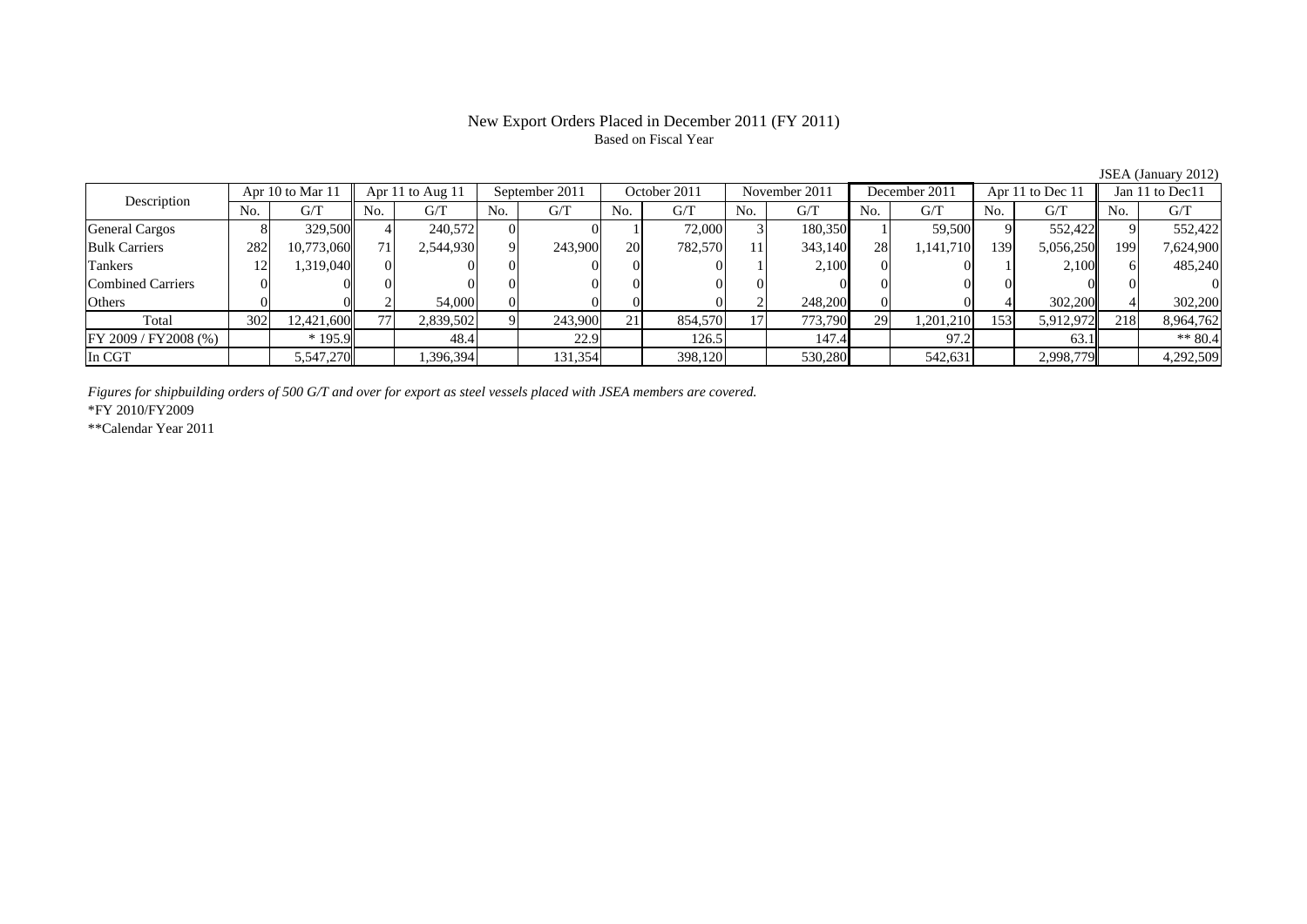# New Export Orders Placed in December 2011 (FY 2011)

Based on Fiscal Year

JSEA (January 2012)

| Description | Apr 10 to Mar 11 | | Apr 11 to Aug 11 | | September 2011 | | October 2011 | | November 2011 | | December 2011 | | Apr 11 to Dec 11 | | Jan 11 to Dec11 | |
|---|---|---|---|---|---|---|---|---|---|---|---|---|---|---|---|---|
| | No. | G/T | No. | G/T | No. | G/T | No. | G/T | No. | G/T | No. | G/T | No. | G/T | No. | G/T |
| General Cargos | 8 | 329,500 | 4 | 240,572 | 0 | 0 | 1 | 72,000 | 3 | 180,350 | 1 | 59,500 | 9 | 552,422 | 9 | 552,422 |
| Bulk Carriers | 282 | 10,773,060 | 71 | 2,544,930 | 9 | 243,900 | 20 | 782,570 | 11 | 343,140 | 28 | 1,141,710 | 139 | 5,056,250 | 199 | 7,624,900 |
| Tankers | 12 | 1,319,040 | 0 | 0 | 0 | 0 | 0 | 0 | 1 | 2,100 | 0 | 0 | 1 | 2,100 | 6 | 485,240 |
| Combined Carriers | 0 | 0 | 0 | 0 | 0 | 0 | 0 | 0 | 0 | 0 | 0 | 0 | 0 | 0 | 0 | 0 |
| Others | 0 | 0 | 2 | 54,000 | 0 | 0 | 0 | 0 | 2 | 248,200 | 0 | 0 | 4 | 302,200 | 4 | 302,200 |
| Total | 302 | 12,421,600 | 77 | 2,839,502 | 9 | 243,900 | 21 | 854,570 | 17 | 773,790 | 29 | 1,201,210 | 153 | 5,912,972 | 218 | 8,964,762 |
| FY 2009 / FY2008 (%) | | * 195.9 | | 48.4 | | 22.9 | | 126.5 | | 147.4 | | 97.2 | | 63.1 | | ** 80.4 |
| In CGT | | 5,547,270 | | 1,396,394 | | 131,354 | | 398,120 | | 530,280 | | 542,631 | | 2,998,779 | | 4,292,509 |

*Figures for shipbuilding orders of 500 G/T and over for export as steel vessels placed with JSEA members are covered.*

*FY 2010/FY2009

**Calendar Year 2011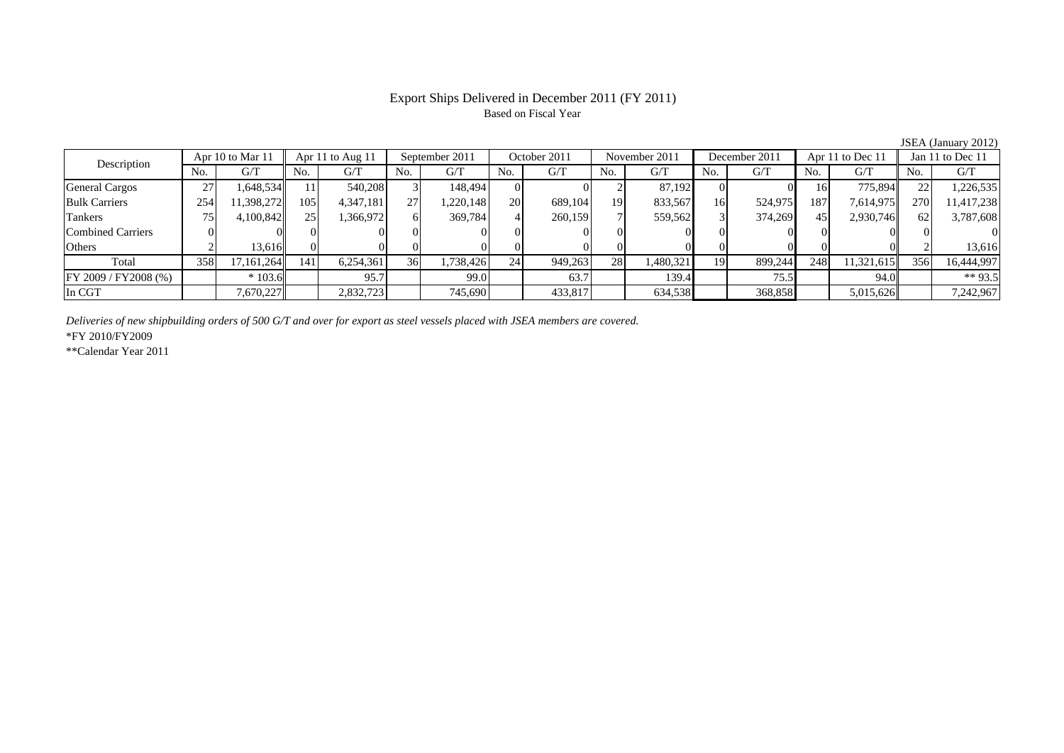# Export Ships Delivered in December 2011 (FY 2011)

Based on Fiscal Year

JSEA (January 2012)

| Description | Apr 10 to Mar 11 | | Apr 11 to Aug 11 | | September 2011 | | October 2011 | | November 2011 | | December 2011 | | Apr 11 to Dec 11 | | Jan 11 to Dec 11 | |
|---|---|---|---|---|---|---|---|---|---|---|---|---|---|---|---|---|
| | No. | G/T | No. | G/T | No. | G/T | No. | G/T | No. | G/T | No. | G/T | No. | G/T | No. | G/T |
| General Cargos | 27 | 1,648,534 | 11 | 540,208 | 3 | 148,494 | 0 | 0 | 2 | 87,192 | 0 | 0 | 16 | 775,894 | 22 | 1,226,535 |
| Bulk Carriers | 254 | 11,398,272 | 105 | 4,347,181 | 27 | 1,220,148 | 20 | 689,104 | 19 | 833,567 | 16 | 524,975 | 187 | 7,614,975 | 270 | 11,417,238 |
| Tankers | 75 | 4,100,842 | 25 | 1,366,972 | 6 | 369,784 | 4 | 260,159 | 7 | 559,562 | 3 | 374,269 | 45 | 2,930,746 | 62 | 3,787,608 |
| Combined Carriers | 0 | 0 | 0 | 0 | 0 | 0 | 0 | 0 | 0 | 0 | 0 | 0 | 0 | 0 | 0 | 0 |
| Others | 2 | 13,616 | 0 | 0 | 0 | 0 | 0 | 0 | 0 | 0 | 0 | 0 | 0 | 0 | 2 | 13,616 |
| Total | 358 | 17,161,264 | 141 | 6,254,361 | 36 | 1,738,426 | 24 | 949,263 | 28 | 1,480,321 | 19 | 899,244 | 248 | 11,321,615 | 356 | 16,444,997 |
| FY 2009 / FY2008 (%) | | * 103.6 | | 95.7 | | 99.0 | | 63.7 | | 139.4 | | 75.5 | | 94.0 | | ** 93.5 |
| In CGT | | 7,670,227 | | 2,832,723 | | 745,690 | | 433,817 | | 634,538 | | 368,858 | | 5,015,626 | | 7,242,967 |

*Deliveries of new shipbuilding orders of 500 G/T and over for export as steel vessels placed with JSEA members are covered.*

*FY 2010/FY2009

**Calendar Year 2011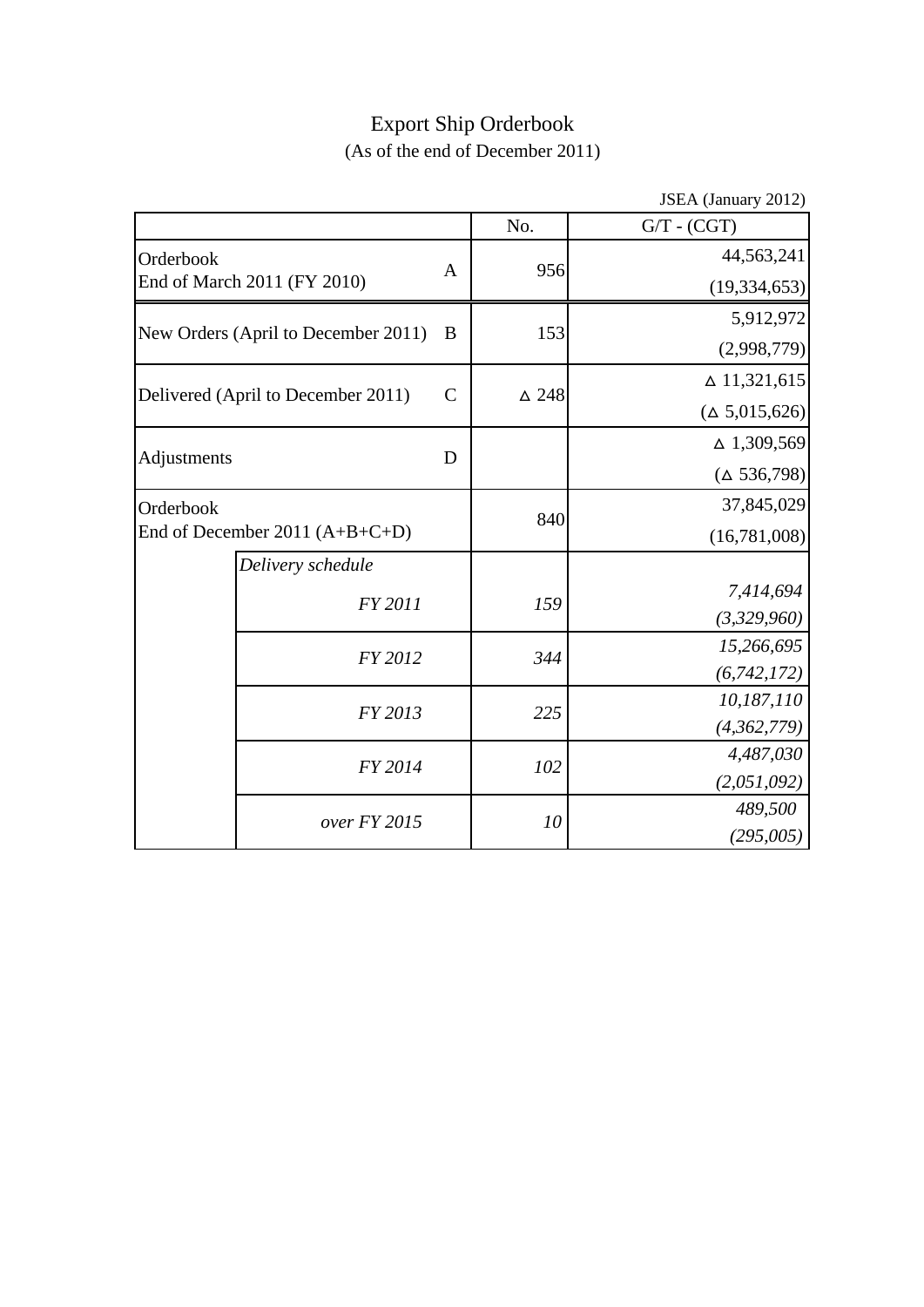# Export Ship Orderbook

(As of the end of December 2011)

JSEA (January 2012)

| | | | No. | G/T - (CGT) |
|---|---|---|---|---|
| Orderbook<br>End of March 2011 (FY 2010) | | A | 956 | 44,563,241<br>(19,334,653) |
| New Orders (April to December 2011) | | B | 153 | 5,912,972<br>(2,998,779) |
| Delivered (April to December 2011) | | C | ∆ 248 | ∆ 11,321,615<br>(∆ 5,015,626) |
| Adjustments | | D | | ∆ 1,309,569<br>(∆ 536,798) |
| Orderbook<br>End of December 2011 (A+B+C+D) | | | 840 | 37,845,029<br>(16,781,008) |
| | *Delivery schedule* | | | |
| | *FY 2011* | | *159* | *7,414,694*<br>*(3,329,960)* |
| | *FY 2012* | | *344* | *15,266,695*<br>*(6,742,172)* |
| | *FY 2013* | | *225* | *10,187,110*<br>*(4,362,779)* |
| | *FY 2014* | | *102* | *4,487,030*<br>*(2,051,092)* |
| | *over FY 2015* | | *10* | *489,500*<br>*(295,005)* |